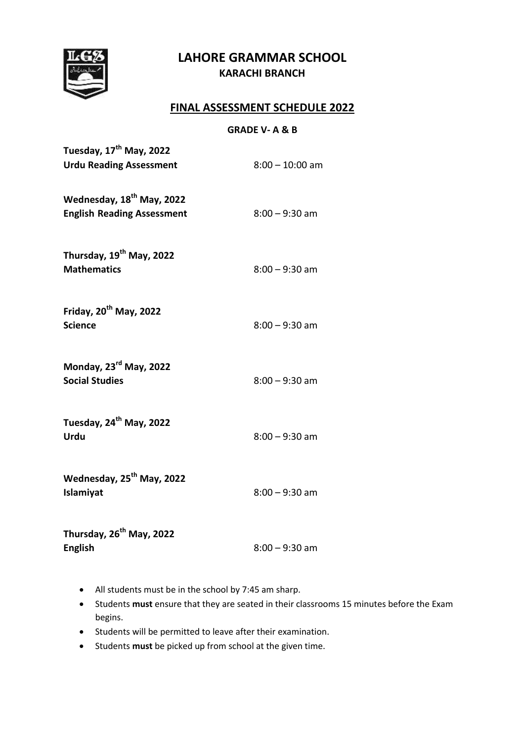# LAHORE GRAMMAR SCHOOL

**KARACHI BRANCH**

## FINAL ASSESSMENT SCHEDULE 2022

**GRADE V- A & B**

**Tuesday, 17th May, 2022**
**Urdu Reading Assessment** 8:00 – 10:00 am

**Wednesday, 18th May, 2022**
**English Reading Assessment** 8:00 – 9:30 am

**Thursday, 19th May, 2022**
**Mathematics** 8:00 – 9:30 am

**Friday, 20th May, 2022**
**Science** 8:00 – 9:30 am

**Monday, 23rd May, 2022**
**Social Studies** 8:00 – 9:30 am

**Tuesday, 24th May, 2022**
**Urdu** 8:00 – 9:30 am

**Wednesday, 25th May, 2022**
**Islamiyat** 8:00 – 9:30 am

**Thursday, 26th May, 2022**
**English** 8:00 – 9:30 am

- All students must be in the school by 7:45 am sharp.
- Students **must** ensure that they are seated in their classrooms 15 minutes before the Exam begins.
- Students will be permitted to leave after their examination.
- Students **must** be picked up from school at the given time.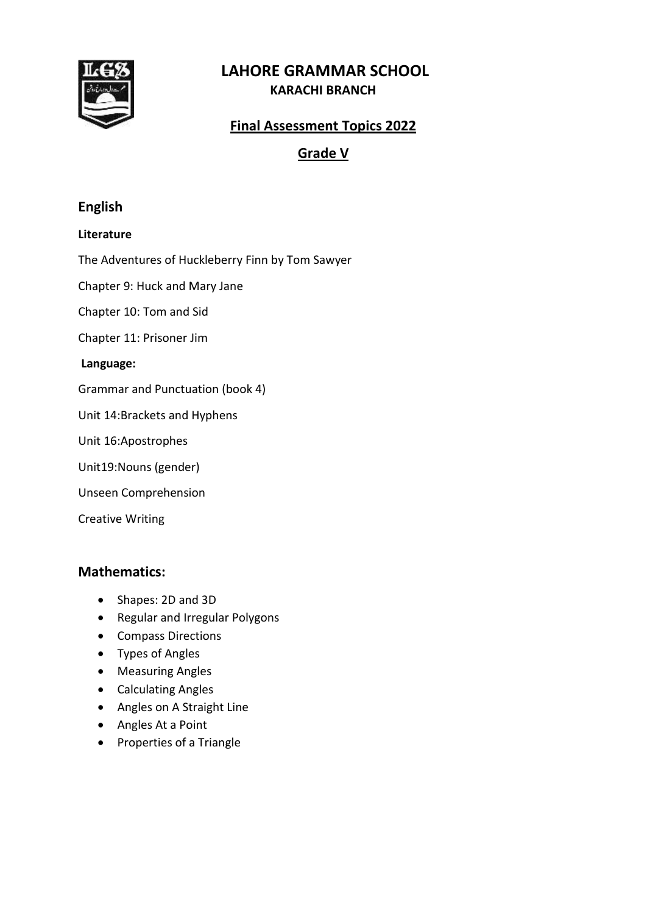# LAHORE GRAMMAR SCHOOL

**KARACHI BRANCH**

**Final Assessment Topics 2022**

**Grade V**

## English

**Literature**

The Adventures of Huckleberry Finn by Tom Sawyer

Chapter 9: Huck and Mary Jane

Chapter 10: Tom and Sid

Chapter 11: Prisoner Jim

**Language:**

Grammar and Punctuation (book 4)

Unit 14:Brackets and Hyphens

Unit 16:Apostrophes

Unit19:Nouns (gender)

Unseen Comprehension

Creative Writing

## Mathematics:

- Shapes: 2D and 3D
- Regular and Irregular Polygons
- Compass Directions
- Types of Angles
- Measuring Angles
- Calculating Angles
- Angles on A Straight Line
- Angles At a Point
- Properties of a Triangle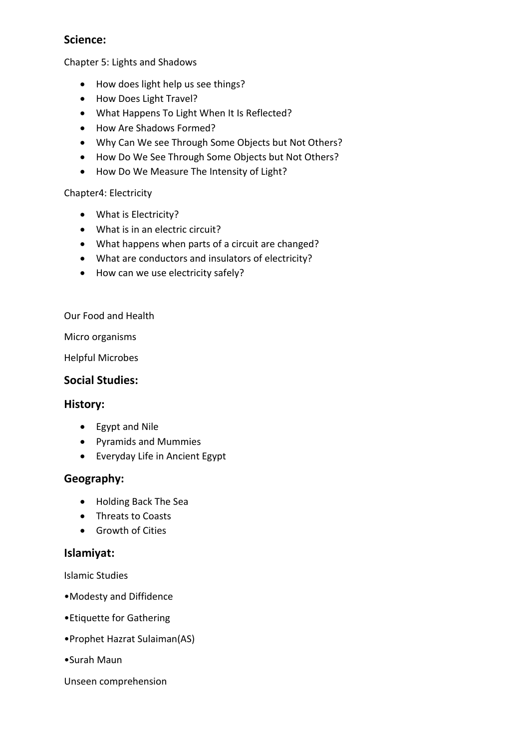## Science:

Chapter 5: Lights and Shadows

- How does light help us see things?
- How Does Light Travel?
- What Happens To Light When It Is Reflected?
- How Are Shadows Formed?
- Why Can We see Through Some Objects but Not Others?
- How Do We See Through Some Objects but Not Others?
- How Do We Measure The Intensity of Light?

Chapter4: Electricity

- What is Electricity?
- What is in an electric circuit?
- What happens when parts of a circuit are changed?
- What are conductors and insulators of electricity?
- How can we use electricity safely?

Our Food and Health

Micro organisms

Helpful Microbes

## Social Studies:

## History:

- Egypt and Nile
- Pyramids and Mummies
- Everyday Life in Ancient Egypt

## Geography:

- Holding Back The Sea
- Threats to Coasts
- Growth of Cities

## Islamiyat:

Islamic Studies

•Modesty and Diffidence

•Etiquette for Gathering

•Prophet Hazrat Sulaiman(AS)

•Surah Maun

Unseen comprehension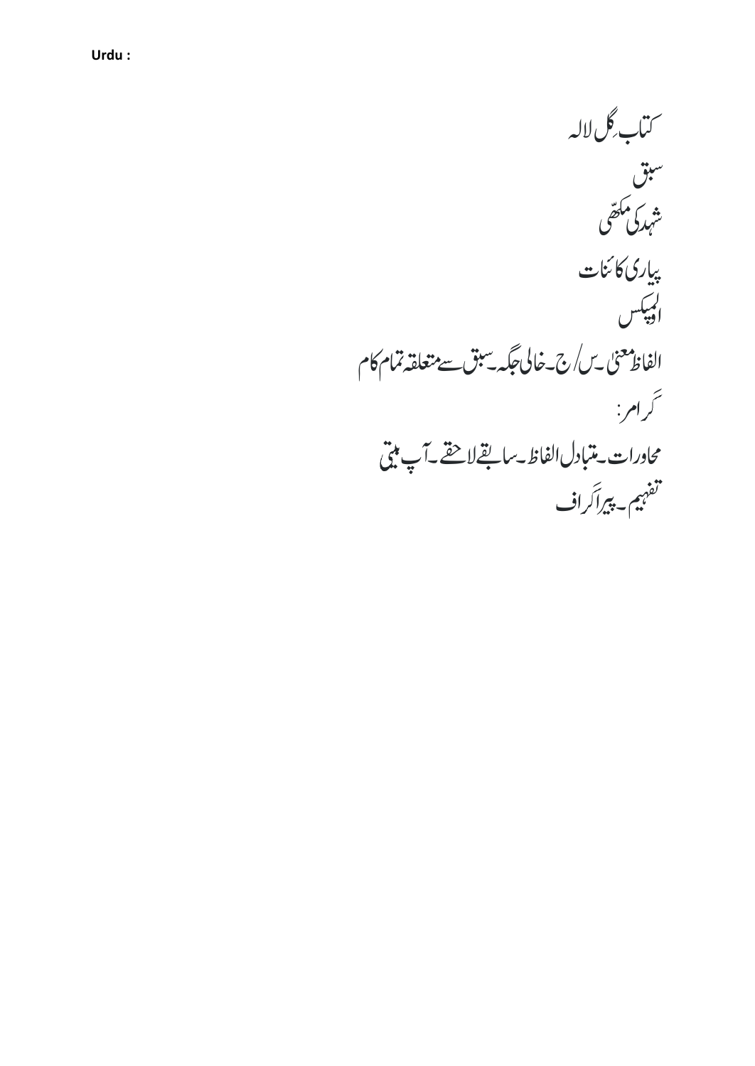**Urdu :**

کتابِ گل لالہ

سبق

شہد کی مکھّی

پیاری کائنات

اولمپکس

الفاظ معنیٰ ۔س/ج۔خالی جگہ۔سبق سے متعلقہ تمام کام

گرامر:

محاورات۔متبادل الفاظ۔سابقے لاحقے۔آپ بیتی

تفہیم۔پیراگراف